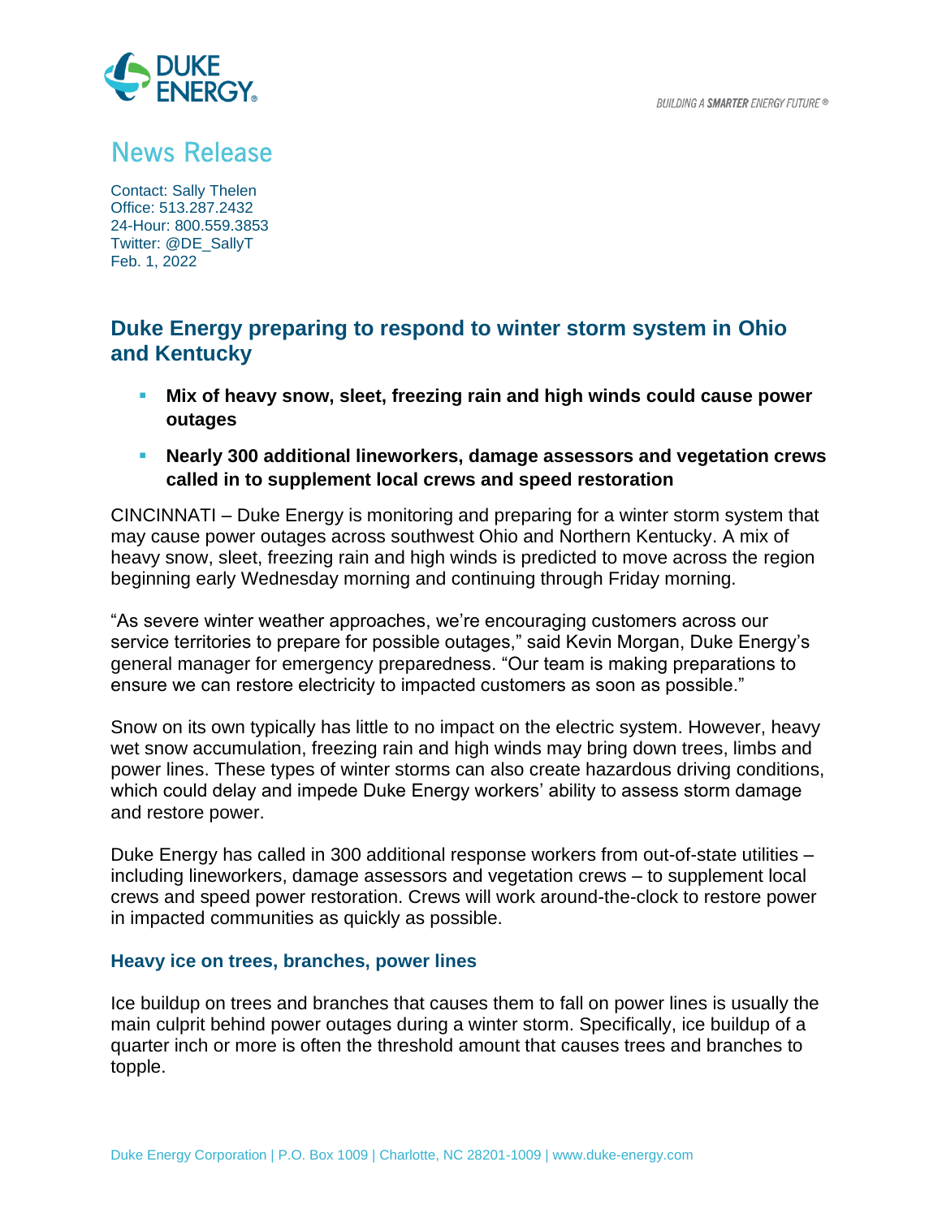DUKE ENERGY

BUILDING A **SMARTER** ENERGY FUTURE ®

# News Release

Contact: Sally Thelen
Office: 513.287.2432
24-Hour: 800.559.3853
Twitter: @DE_SallyT
Feb. 1, 2022

## Duke Energy preparing to respond to winter storm system in Ohio and Kentucky

- **Mix of heavy snow, sleet, freezing rain and high winds could cause power outages**
- **Nearly 300 additional lineworkers, damage assessors and vegetation crews called in to supplement local crews and speed restoration**

CINCINNATI – Duke Energy is monitoring and preparing for a winter storm system that may cause power outages across southwest Ohio and Northern Kentucky. A mix of heavy snow, sleet, freezing rain and high winds is predicted to move across the region beginning early Wednesday morning and continuing through Friday morning.

"As severe winter weather approaches, we're encouraging customers across our service territories to prepare for possible outages," said Kevin Morgan, Duke Energy's general manager for emergency preparedness. "Our team is making preparations to ensure we can restore electricity to impacted customers as soon as possible."

Snow on its own typically has little to no impact on the electric system. However, heavy wet snow accumulation, freezing rain and high winds may bring down trees, limbs and power lines. These types of winter storms can also create hazardous driving conditions, which could delay and impede Duke Energy workers' ability to assess storm damage and restore power.

Duke Energy has called in 300 additional response workers from out-of-state utilities – including lineworkers, damage assessors and vegetation crews – to supplement local crews and speed power restoration. Crews will work around-the-clock to restore power in impacted communities as quickly as possible.

### Heavy ice on trees, branches, power lines

Ice buildup on trees and branches that causes them to fall on power lines is usually the main culprit behind power outages during a winter storm. Specifically, ice buildup of a quarter inch or more is often the threshold amount that causes trees and branches to topple.

Duke Energy Corporation | P.O. Box 1009 | Charlotte, NC 28201-1009 | www.duke-energy.com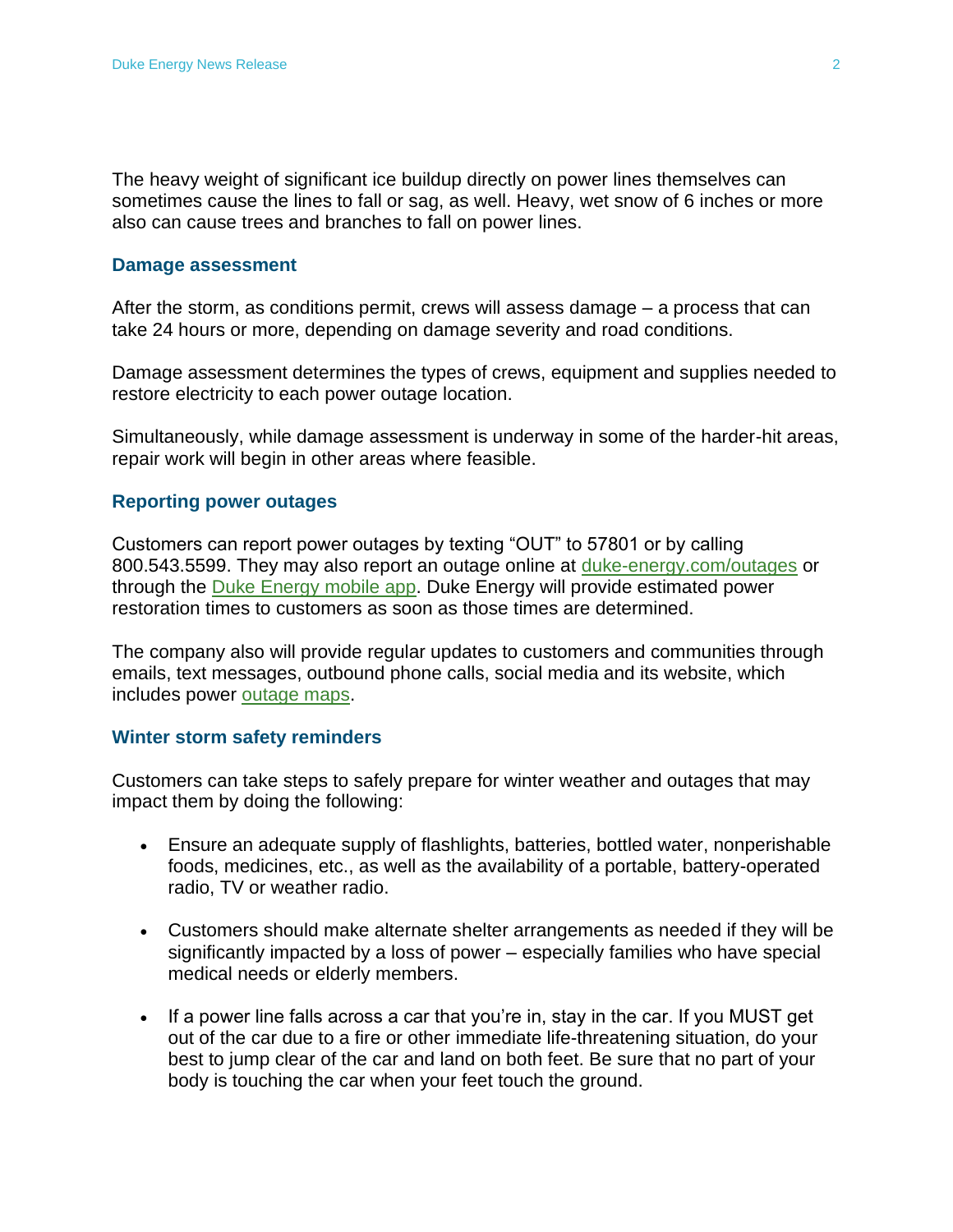The heavy weight of significant ice buildup directly on power lines themselves can sometimes cause the lines to fall or sag, as well. Heavy, wet snow of 6 inches or more also can cause trees and branches to fall on power lines.

## Damage assessment

After the storm, as conditions permit, crews will assess damage – a process that can take 24 hours or more, depending on damage severity and road conditions.

Damage assessment determines the types of crews, equipment and supplies needed to restore electricity to each power outage location.

Simultaneously, while damage assessment is underway in some of the harder-hit areas, repair work will begin in other areas where feasible.

## Reporting power outages

Customers can report power outages by texting "OUT" to 57801 or by calling 800.543.5599. They may also report an outage online at duke-energy.com/outages or through the Duke Energy mobile app. Duke Energy will provide estimated power restoration times to customers as soon as those times are determined.

The company also will provide regular updates to customers and communities through emails, text messages, outbound phone calls, social media and its website, which includes power outage maps.

## Winter storm safety reminders

Customers can take steps to safely prepare for winter weather and outages that may impact them by doing the following:

- Ensure an adequate supply of flashlights, batteries, bottled water, nonperishable foods, medicines, etc., as well as the availability of a portable, battery-operated radio, TV or weather radio.

- Customers should make alternate shelter arrangements as needed if they will be significantly impacted by a loss of power – especially families who have special medical needs or elderly members.

- If a power line falls across a car that you're in, stay in the car. If you MUST get out of the car due to a fire or other immediate life-threatening situation, do your best to jump clear of the car and land on both feet. Be sure that no part of your body is touching the car when your feet touch the ground.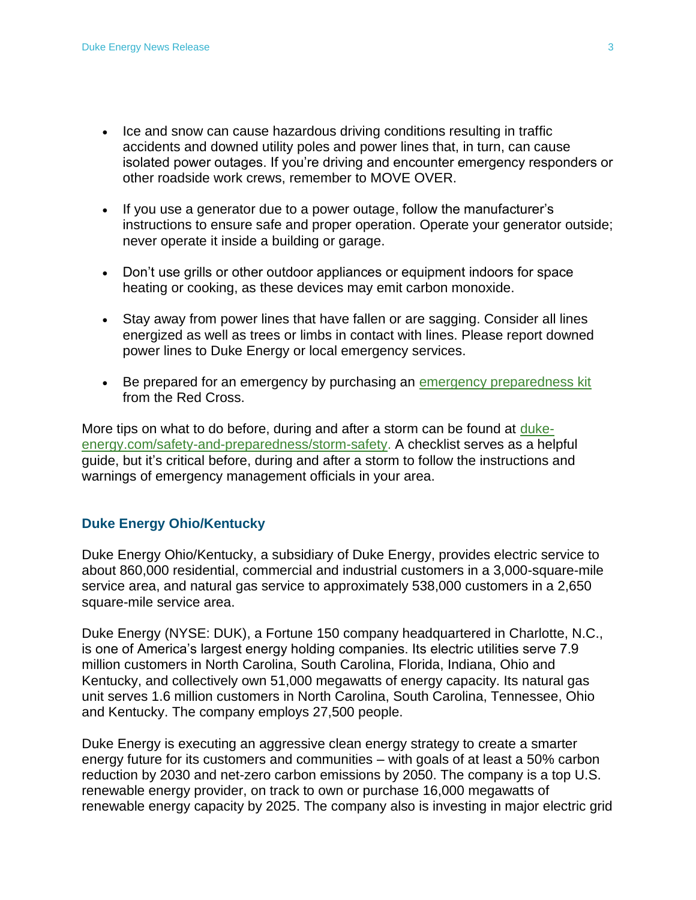- Ice and snow can cause hazardous driving conditions resulting in traffic accidents and downed utility poles and power lines that, in turn, can cause isolated power outages. If you're driving and encounter emergency responders or other roadside work crews, remember to MOVE OVER.

- If you use a generator due to a power outage, follow the manufacturer's instructions to ensure safe and proper operation. Operate your generator outside; never operate it inside a building or garage.

- Don't use grills or other outdoor appliances or equipment indoors for space heating or cooking, as these devices may emit carbon monoxide.

- Stay away from power lines that have fallen or are sagging. Consider all lines energized as well as trees or limbs in contact with lines. Please report downed power lines to Duke Energy or local emergency services.

- Be prepared for an emergency by purchasing an [emergency preparedness kit](emergency preparedness kit) from the Red Cross.

More tips on what to do before, during and after a storm can be found at [duke-energy.com/safety-and-preparedness/storm-safety](duke-energy.com/safety-and-preparedness/storm-safety). A checklist serves as a helpful guide, but it's critical before, during and after a storm to follow the instructions and warnings of emergency management officials in your area.

### Duke Energy Ohio/Kentucky

Duke Energy Ohio/Kentucky, a subsidiary of Duke Energy, provides electric service to about 860,000 residential, commercial and industrial customers in a 3,000-square-mile service area, and natural gas service to approximately 538,000 customers in a 2,650 square-mile service area.

Duke Energy (NYSE: DUK), a Fortune 150 company headquartered in Charlotte, N.C., is one of America's largest energy holding companies. Its electric utilities serve 7.9 million customers in North Carolina, South Carolina, Florida, Indiana, Ohio and Kentucky, and collectively own 51,000 megawatts of energy capacity. Its natural gas unit serves 1.6 million customers in North Carolina, South Carolina, Tennessee, Ohio and Kentucky. The company employs 27,500 people.

Duke Energy is executing an aggressive clean energy strategy to create a smarter energy future for its customers and communities – with goals of at least a 50% carbon reduction by 2030 and net-zero carbon emissions by 2050. The company is a top U.S. renewable energy provider, on track to own or purchase 16,000 megawatts of renewable energy capacity by 2025. The company also is investing in major electric grid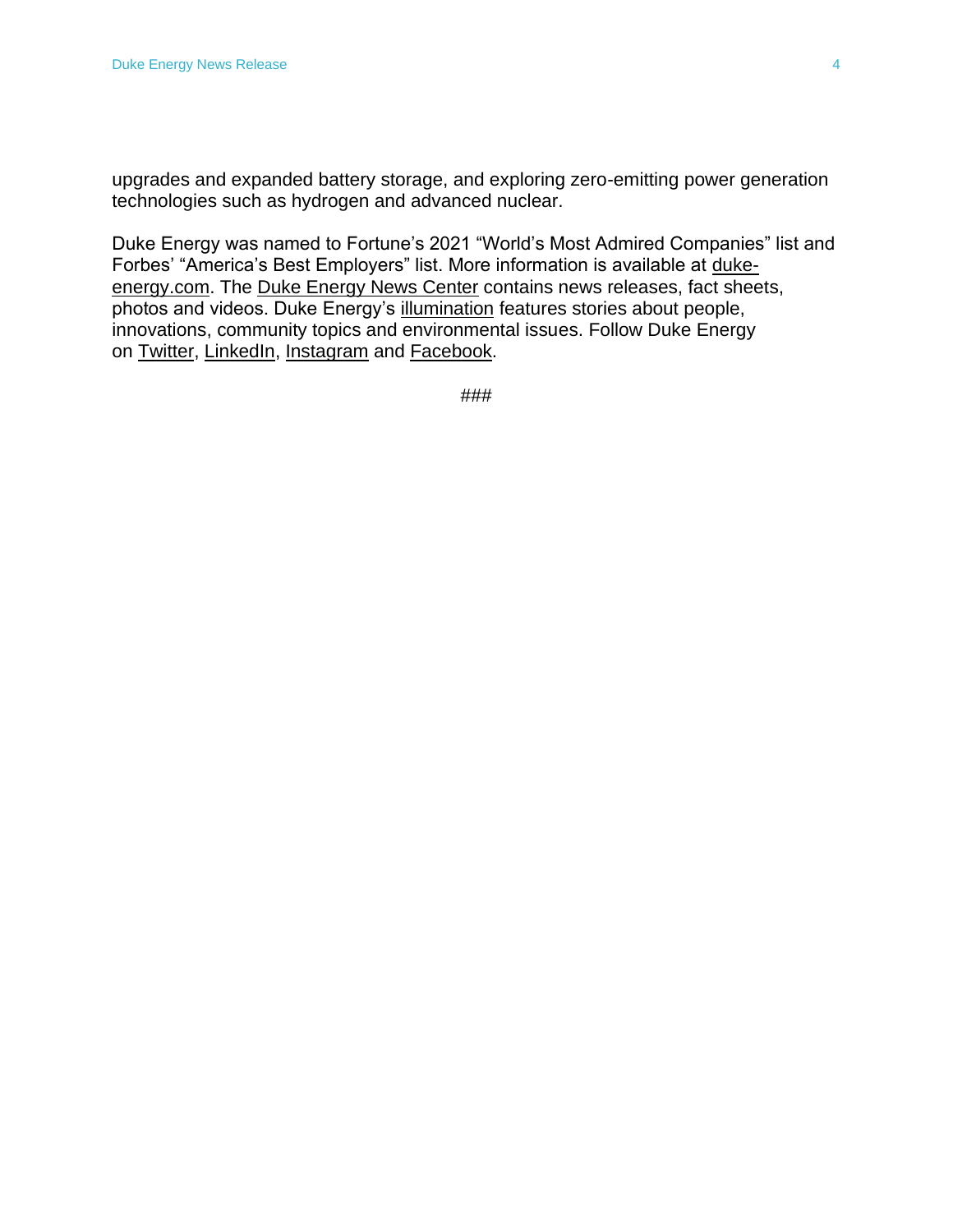upgrades and expanded battery storage, and exploring zero-emitting power generation technologies such as hydrogen and advanced nuclear.

Duke Energy was named to Fortune's 2021 "World's Most Admired Companies" list and Forbes' "America's Best Employers" list. More information is available at duke-energy.com. The Duke Energy News Center contains news releases, fact sheets, photos and videos. Duke Energy's illumination features stories about people, innovations, community topics and environmental issues. Follow Duke Energy on Twitter, LinkedIn, Instagram and Facebook.

###